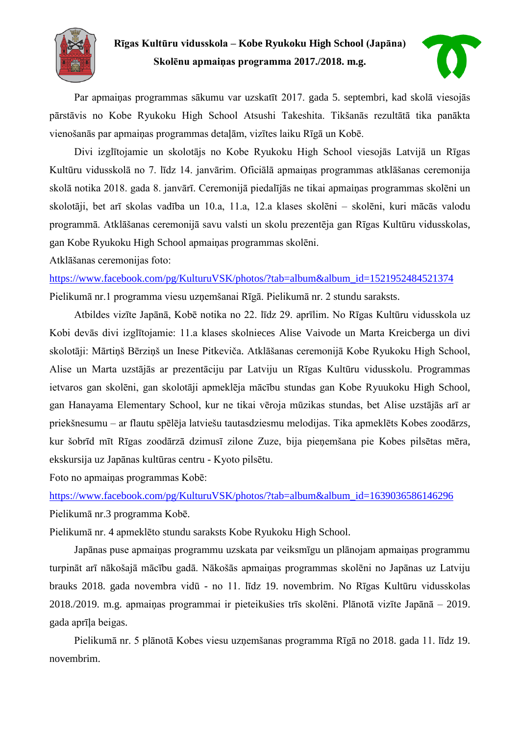**Rīgas Kultūru vidusskola – Kobe Ryukoku High School (Japāna)**

**Skolēnu apmaiņas programma 2017./2018. m.g.**

Par apmaiņas programmas sākumu var uzskatīt 2017. gada 5. septembri, kad skolā viesojās pārstāvis no Kobe Ryukoku High School Atsushi Takeshita. Tikšanās rezultātā tika panākta vienošanās par apmaiņas programmas detaļām, vizītes laiku Rīgā un Kobē.

Divi izglītojamie un skolotājs no Kobe Ryukoku High School viesojās Latvijā un Rīgas Kultūru vidusskolā no 7. līdz 14. janvārim. Oficiālā apmaiņas programmas atklāšanas ceremonija skolā notika 2018. gada 8. janvārī. Ceremonijā piedalījās ne tikai apmaiņas programmas skolēni un skolotāji, bet arī skolas vadība un 10.a, 11.a, 12.a klases skolēni – skolēni, kuri mācās valodu programmā. Atklāšanas ceremonijā savu valsti un skolu prezentēja gan Rīgas Kultūru vidusskolas, gan Kobe Ryukoku High School apmaiņas programmas skolēni.

Atklāšanas ceremonijas foto:

https://www.facebook.com/pg/KulturuVSK/photos/?tab=album&album_id=1521952484521374

Pielikumā nr.1 programma viesu uzņemšanai Rīgā. Pielikumā nr. 2 stundu saraksts.

Atbildes vizīte Japānā, Kobē notika no 22. līdz 29. aprīlim. No Rīgas Kultūru vidusskola uz Kobi devās divi izglītojamie: 11.a klases skolnieces Alise Vaivode un Marta Kreicberga un divi skolotāji: Mārtiņš Bērziņš un Inese Pitkeviča. Atklāšanas ceremonijā Kobe Ryukoku High School, Alise un Marta uzstājās ar prezentāciju par Latviju un Rīgas Kultūru vidusskolu. Programmas ietvaros gan skolēni, gan skolotāji apmeklēja mācību stundas gan Kobe Ryuukoku High School, gan Hanayama Elementary School, kur ne tikai vēroja mūzikas stundas, bet Alise uzstājās arī ar priekšnesumu – ar flautu spēlēja latviešu tautasdziesmu melodijas. Tika apmeklēts Kobes zoodārzs, kur šobrīd mīt Rīgas zoodārzā dzimusī zilone Zuze, bija pieņemšana pie Kobes pilsētas mēra, ekskursija uz Japānas kultūras centru - Kyoto pilsētu.

Foto no apmaiņas programmas Kobē:

https://www.facebook.com/pg/KulturuVSK/photos/?tab=album&album_id=1639036586146296

Pielikumā nr.3 programma Kobē.

Pielikumā nr. 4 apmeklēto stundu saraksts Kobe Ryukoku High School.

Japānas puse apmaiņas programmu uzskata par veiksmīgu un plānojam apmaiņas programmu turpināt arī nākošajā mācību gadā. Nākošās apmaiņas programmas skolēni no Japānas uz Latviju brauks 2018. gada novembra vidū - no 11. līdz 19. novembrim. No Rīgas Kultūru vidusskolas 2018./2019. m.g. apmaiņas programmai ir pieteikušies trīs skolēni. Plānotā vizīte Japānā – 2019. gada aprīļa beigas.

Pielikumā nr. 5 plānotā Kobes viesu uzņemšanas programma Rīgā no 2018. gada 11. līdz 19. novembrim.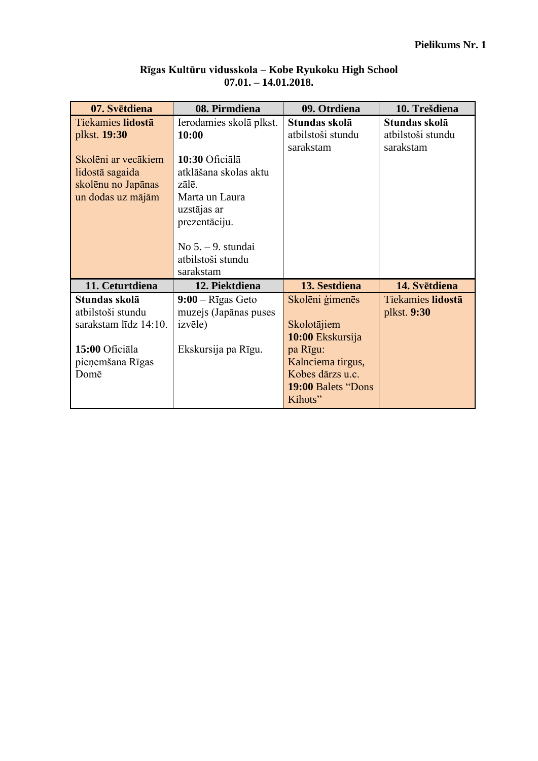**Pielikums Nr. 1**

**Rīgas Kultūru vidusskola – Kobe Ryukoku High School**
**07.01. – 14.01.2018.**

| 07. Svētdiena | 08. Pirmdiena | 09. Otrdiena | 10. Trešdiena |
|---|---|---|---|
| Tiekamies **lidostā** plkst. **19:30**<br><br>Skolēni ar vecākiem lidostā sagaida skolēnu no Japānas un dodas uz mājām | Ierodamies skolā plkst. **10:00**<br><br>**10:30** Oficiālā atklāšana skolas aktu zālē.<br>Marta un Laura uzstājas ar prezentāciju.<br><br>No 5. – 9. stundai atbilstoši stundu sarakstam | **Stundas skolā** atbilstoši stundu sarakstam | **Stundas skolā** atbilstoši stundu sarakstam |
| **11. Ceturtdiena** | **12. Piektdiena** | **13. Sestdiena** | **14. Svētdiena** |
| **Stundas skolā** atbilstoši stundu sarakstam līdz 14:10.<br><br>**15:00** Oficiāla pieņemšana Rīgas Domē | **9:00** – Rīgas Geto muzejs (Japānas puses izvēle)<br><br>Ekskursija pa Rīgu. | Skolēni ģimenēs<br><br>Skolotājiem **10:00** Ekskursija pa Rīgu: Kalnciema tirgus, Kobes dārzs u.c.<br>**19:00** Balets "Dons Kihots" | Tiekamies **lidostā** plkst. **9:30** |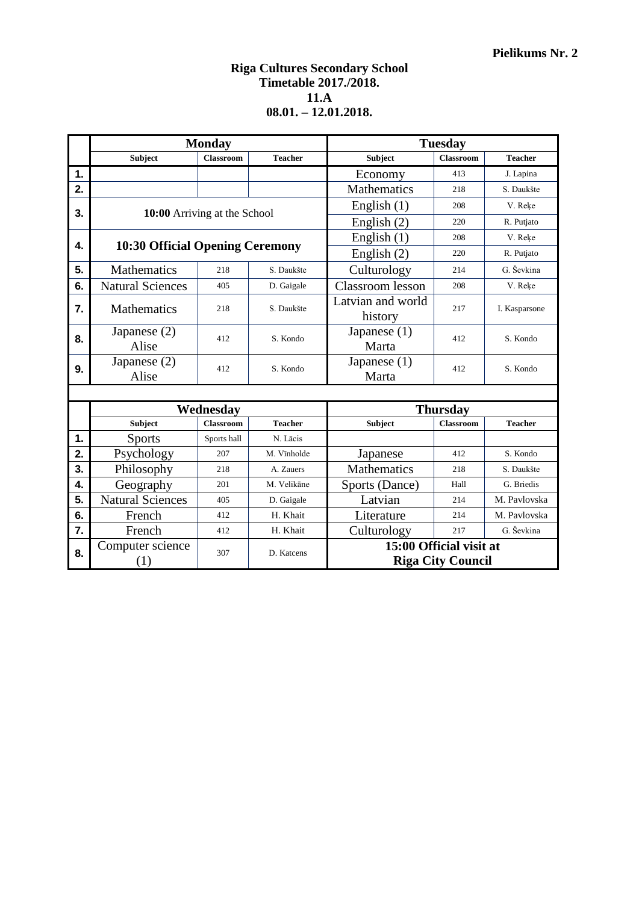**Pielikums Nr. 2**

**Riga Cultures Secondary School**
**Timetable 2017./2018.**
**11.A**
**08.01. – 12.01.2018.**

| | **Monday** | | | **Tuesday** | | |
|---|---|---|---|---|---|---|
| | **Subject** | **Classroom** | **Teacher** | **Subject** | **Classroom** | **Teacher** |
| **1.** | | | | Economy | 413 | J. Lapina |
| **2.** | | | | Mathematics | 218 | S. Daukšte |
| **3.** | **10:00** Arriving at the School | | | English (1) | 208 | V. Reķe |
| | | | | English (2) | 220 | R. Putjato |
| **4.** | **10:30 Official Opening Ceremony** | | | English (1) | 208 | V. Reķe |
| | | | | English (2) | 220 | R. Putjato |
| **5.** | Mathematics | 218 | S. Daukšte | Culturology | 214 | G. Ševkina |
| **6.** | Natural Sciences | 405 | D. Gaigale | Classroom lesson | 208 | V. Reķe |
| **7.** | Mathematics | 218 | S. Daukšte | Latvian and world history | 217 | I. Kasparsone |
| **8.** | Japanese (2) Alise | 412 | S. Kondo | Japanese (1) Marta | 412 | S. Kondo |
| **9.** | Japanese (2) Alise | 412 | S. Kondo | Japanese (1) Marta | 412 | S. Kondo |

| | **Wednesday** | | | **Thursday** | | |
|---|---|---|---|---|---|---|
| | **Subject** | **Classroom** | **Teacher** | **Subject** | **Classroom** | **Teacher** |
| **1.** | Sports | Sports hall | N. Lācis | | | |
| **2.** | Psychology | 207 | M. Vīnholde | Japanese | 412 | S. Kondo |
| **3.** | Philosophy | 218 | A. Zauers | Mathematics | 218 | S. Daukšte |
| **4.** | Geography | 201 | M. Velikāne | Sports (Dance) | Hall | G. Briedis |
| **5.** | Natural Sciences | 405 | D. Gaigale | Latvian | 214 | M. Pavlovska |
| **6.** | French | 412 | H. Khait | Literature | 214 | M. Pavlovska |
| **7.** | French | 412 | H. Khait | Culturology | 217 | G. Ševkina |
| **8.** | Computer science (1) | 307 | D. Katcens | **15:00 Official visit at Riga City Council** | | |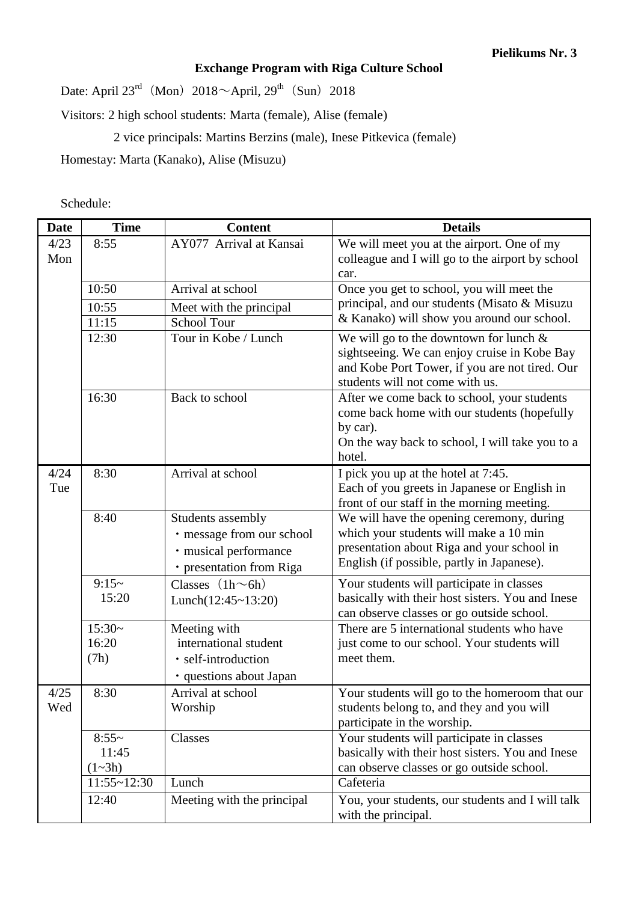**Pielikums Nr. 3**

**Exchange Program with Riga Culture School**

Date: April 23rd（Mon）2018～April, 29th（Sun）2018

Visitors: 2 high school students: Marta (female), Alise (female)

2 vice principals: Martins Berzins (male), Inese Pitkevica (female)

Homestay: Marta (Kanako), Alise (Misuzu)

Schedule:

| Date | Time | Content | Details |
|---|---|---|---|
| 4/23 Mon | 8:55 | AY077 Arrival at Kansai | We will meet you at the airport. One of my colleague and I will go to the airport by school car. |
| | 10:50 | Arrival at school | Once you get to school, you will meet the principal, and our students (Misato & Misuzu & Kanako) will show you around our school. |
| | 10:55 | Meet with the principal | |
| | 11:15 | School Tour | |
| | 12:30 | Tour in Kobe / Lunch | We will go to the downtown for lunch & sightseeing. We can enjoy cruise in Kobe Bay and Kobe Port Tower, if you are not tired. Our students will not come with us. |
| | 16:30 | Back to school | After we come back to school, your students come back home with our students (hopefully by car).<br>On the way back to school, I will take you to a hotel. |
| 4/24 Tue | 8:30 | Arrival at school | I pick you up at the hotel at 7:45.<br>Each of you greets in Japanese or English in front of our staff in the morning meeting. |
| | 8:40 | Students assembly<br>・message from our school<br>・musical performance<br>・presentation from Riga | We will have the opening ceremony, during which your students will make a 10 min presentation about Riga and your school in English (if possible, partly in Japanese). |
| | 9:15~ 15:20 | Classes（1h～6h）<br>Lunch(12:45~13:20) | Your students will participate in classes basically with their host sisters. You and Inese can observe classes or go outside school. |
| | 15:30~ 16:20 (7h) | Meeting with international student<br>・self-introduction<br>・questions about Japan | There are 5 international students who have just come to our school. Your students will meet them. |
| 4/25 Wed | 8:30 | Arrival at school<br>Worship | Your students will go to the homeroom that our students belong to, and they and you will participate in the worship. |
| | 8:55~ 11:45 (1~3h) | Classes | Your students will participate in classes basically with their host sisters. You and Inese can observe classes or go outside school. |
| | 11:55~12:30 | Lunch | Cafeteria |
| | 12:40 | Meeting with the principal | You, your students, our students and I will talk with the principal. |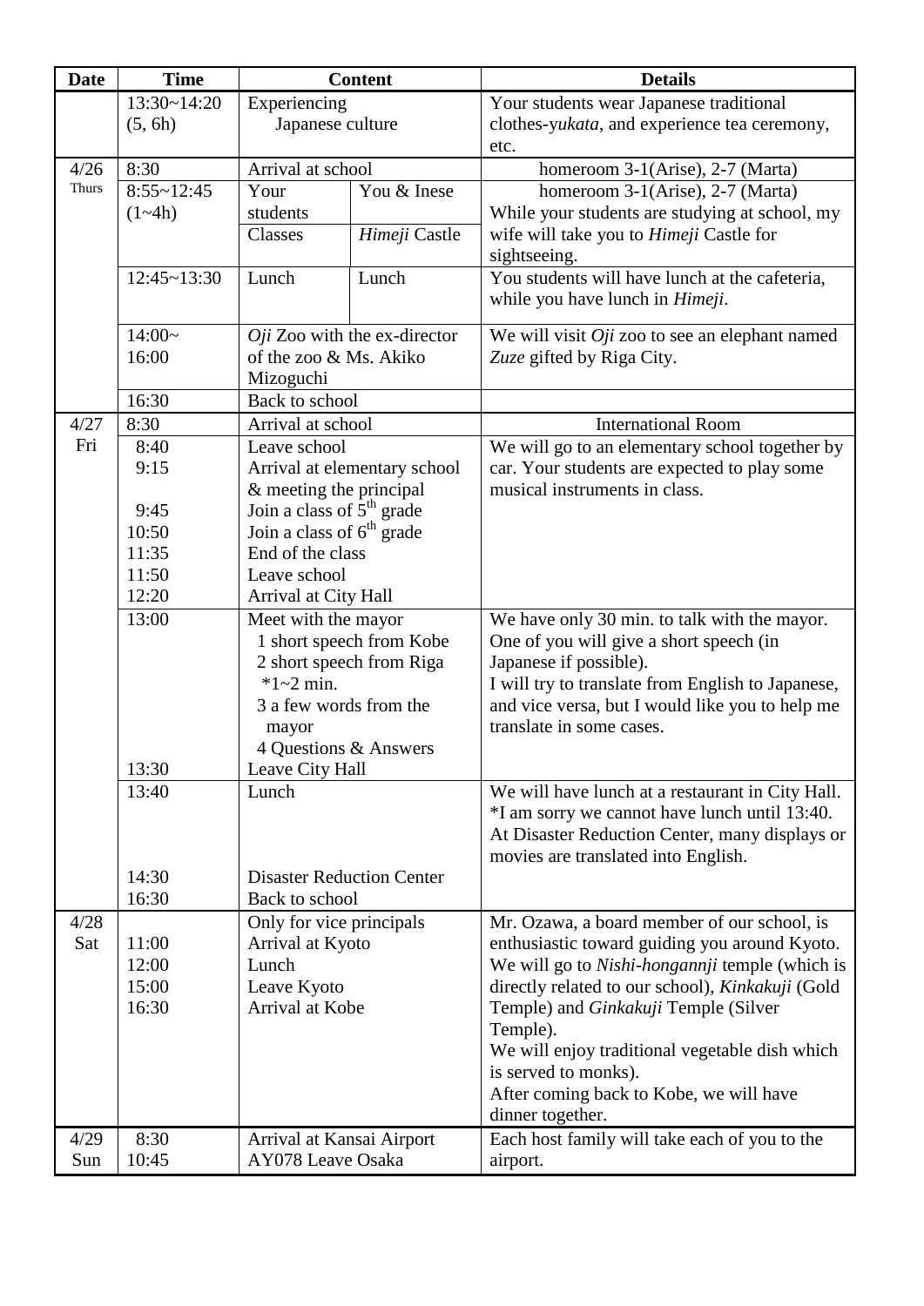| Date | Time | Content | | Details |
|---|---|---|---|---|
| | 13:30~14:20 (5, 6h) | Experiencing Japanese culture | | Your students wear Japanese traditional clothes-*yukata*, and experience tea ceremony, etc. |
| 4/26 Thurs | 8:30 | Arrival at school | | homeroom 3-1(Arise), 2-7 (Marta) |
| | 8:55~12:45 (1~4h) | Your students<br>Classes | You & Inese<br>*Himeji* Castle | homeroom 3-1(Arise), 2-7 (Marta)<br>While your students are studying at school, my wife will take you to *Himeji* Castle for sightseeing. |
| | 12:45~13:30 | Lunch | Lunch | You students will have lunch at the cafeteria, while you have lunch in *Himeji*. |
| | 14:00~ 16:00 | *Oji* Zoo with the ex-director of the zoo & Ms. Akiko Mizoguchi | | We will visit *Oji* zoo to see an elephant named *Zuze* gifted by Riga City. |
| | 16:30 | Back to school | | |
| 4/27 Fri | 8:30 | Arrival at school | | International Room |
| | 8:40<br>9:15<br><br>9:45<br>10:50<br>11:35<br>11:50<br>12:20 | Leave school<br>Arrival at elementary school & meeting the principal<br>Join a class of 5th grade<br>Join a class of 6th grade<br>End of the class<br>Leave school<br>Arrival at City Hall | | We will go to an elementary school together by car. Your students are expected to play some musical instruments in class. |
| | 13:00<br><br><br><br><br><br>13:30 | Meet with the mayor<br>1 short speech from Kobe<br>2 short speech from Riga<br>*1~2 min.<br>3 a few words from the mayor<br>4 Questions & Answers<br>Leave City Hall | | We have only 30 min. to talk with the mayor. One of you will give a short speech (in Japanese if possible).<br>I will try to translate from English to Japanese, and vice versa, but I would like you to help me translate in some cases. |
| | 13:40<br><br><br>14:30<br>16:30 | Lunch<br><br><br>Disaster Reduction Center<br>Back to school | | We will have lunch at a restaurant in City Hall.<br>*I am sorry we cannot have lunch until 13:40.<br>At Disaster Reduction Center, many displays or movies are translated into English. |
| 4/28 Sat | <br>11:00<br>12:00<br>15:00<br>16:30 | Only for vice principals<br>Arrival at Kyoto<br>Lunch<br>Leave Kyoto<br>Arrival at Kobe | | Mr. Ozawa, a board member of our school, is enthusiastic toward guiding you around Kyoto.<br>We will go to *Nishi-hongannji* temple (which is directly related to our school), *Kinkakuji* (Gold Temple) and *Ginkakuji* Temple (Silver Temple).<br>We will enjoy traditional vegetable dish which is served to monks).<br>After coming back to Kobe, we will have dinner together. |
| 4/29 Sun | 8:30<br>10:45 | Arrival at Kansai Airport<br>AY078 Leave Osaka | | Each host family will take each of you to the airport. |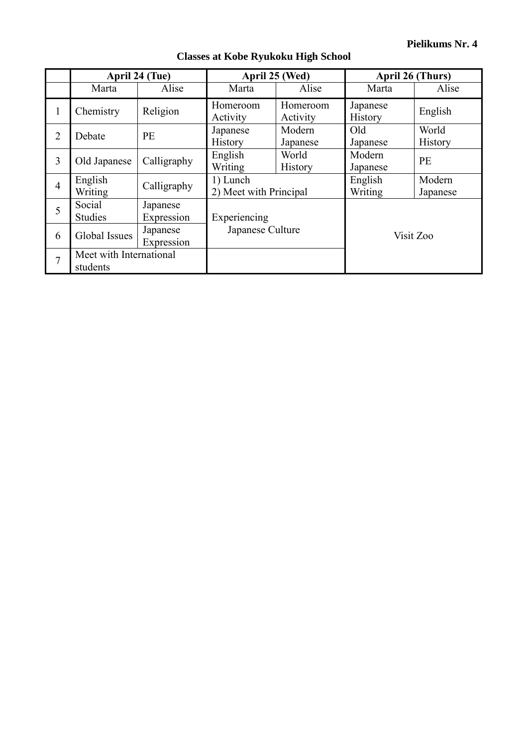**Pielikums Nr. 4**

## Classes at Kobe Ryukoku High School

| | April 24 (Tue) | | April 25 (Wed) | | April 26 (Thurs) | |
|---|---|---|---|---|---|---|
| | Marta | Alise | Marta | Alise | Marta | Alise |
| 1 | Chemistry | Religion | Homeroom Activity | Homeroom Activity | Japanese History | English |
| 2 | Debate | PE | Japanese History | Modern Japanese | Old Japanese | World History |
| 3 | Old Japanese | Calligraphy | English Writing | World History | Modern Japanese | PE |
| 4 | English Writing | Calligraphy | 1) Lunch 2) Meet with Principal | | English Writing | Modern Japanese |
| 5 | Social Studies | Japanese Expression | Experiencing Japanese Culture | | Visit Zoo | |
| 6 | Global Issues | Japanese Expression | | | | |
| 7 | Meet with International students | | | | | |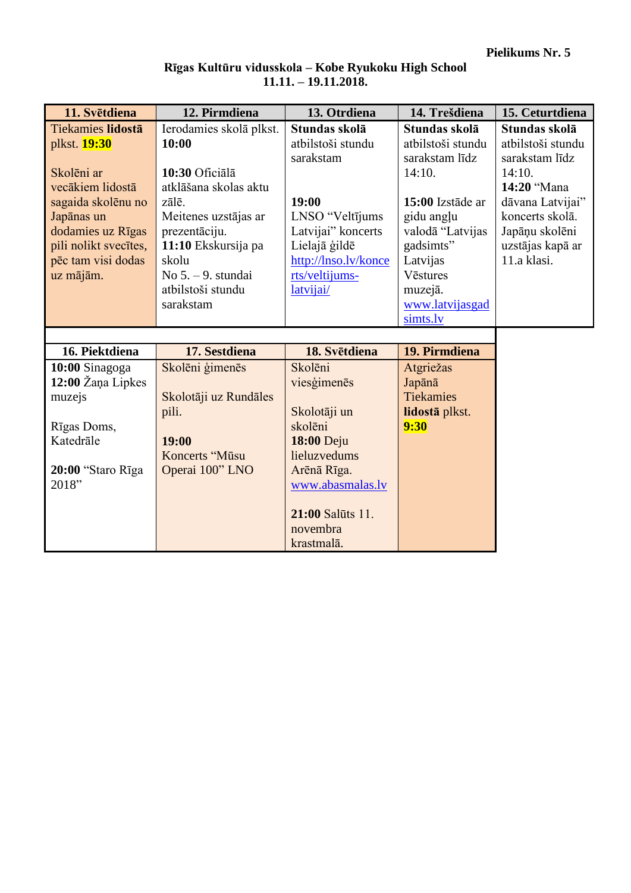**Pielikums Nr. 5**

**Rīgas Kultūru vidusskola – Kobe Ryukoku High School**
**11.11. – 19.11.2018.**

| 11. Svētdiena | 12. Pirmdiena | 13. Otrdiena | 14. Trešdiena | 15. Ceturtdiena |
|---|---|---|---|---|
| Tiekamies **lidostā** plkst. **19:30**<br><br>Skolēni ar vecākiem lidostā sagaida skolēnu no Japānas un dodamies uz Rīgas pili nolikt svecītes, pēc tam visi dodas uz mājām. | Ierodamies skolā plkst. **10:00**<br><br>**10:30** Oficiālā atklāšana skolas aktu zālē.<br>Meitenes uzstājas ar prezentāciju.<br>**11:10** Ekskursija pa skolu<br>No 5. – 9. stundai atbilstoši stundu sarakstam | **Stundas skolā** atbilstoši stundu sarakstam<br><br>**19:00**<br>LNSO "Veltījums Latvijai" koncerts Lielajā ģildē<br>http://lnso.lv/koncerts/veltijums-latvijai/ | **Stundas skolā** atbilstoši stundu sarakstam līdz 14:10.<br><br>**15:00** Izstāde ar gidu angļu valodā "Latvijas gadsimts" Latvijas Vēstures muzejā.<br>www.latvijasgadsimts.lv | **Stundas skolā** atbilstoši stundu sarakstam līdz 14:10.<br>**14:20** "Mana dāvana Latvijai" koncerts skolā. Japāņu skolēni uzstājas kapā ar 11.a klasi. |
| **16. Piektdiena** | **17. Sestdiena** | **18. Svētdiena** | **19. Pirmdiena** | |
| **10:00** Sinagoga<br>**12:00** Žaņa Lipkes muzejs<br><br>Rīgas Doms, Katedrāle<br><br>**20:00** "Staro Rīga 2018" | Skolēni ģimenēs<br><br>Skolotāji uz Rundāles pili.<br><br>**19:00**<br>Koncerts "Mūsu Operai 100" LNO | Skolēni viesģimenēs<br><br>Skolotāji un skolēni<br>**18:00** Deju lieluzvedums Arēnā Rīga.<br>www.abasmalas.lv<br><br>**21:00** Salūts 11. novembra krastmalā. | Atgriežas Japānā<br>Tiekamies **lidostā** plkst. **9:30** | |